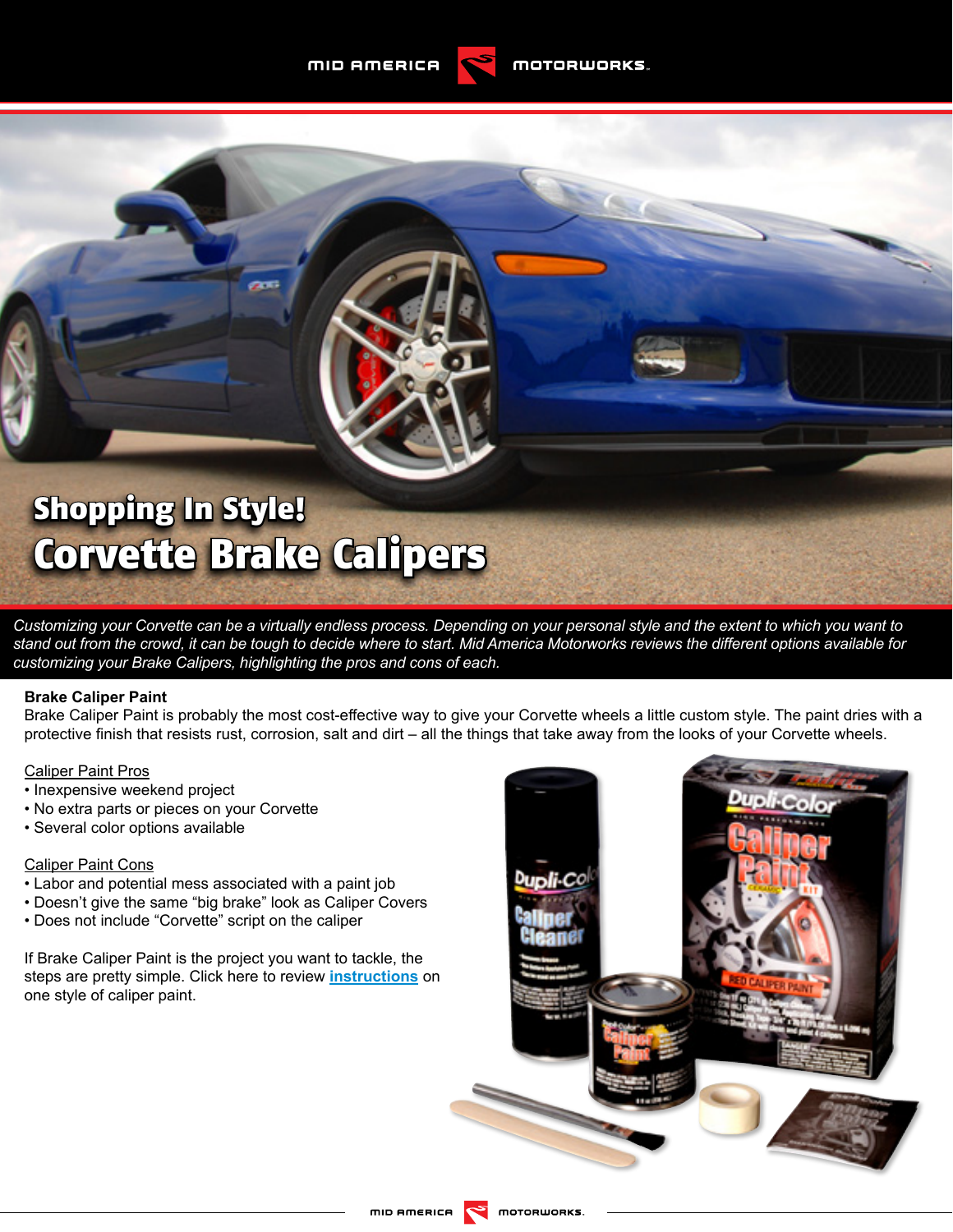# Shopping In Style!

# Corvette Brake Calipers

*Customizing your Corvette can be a virtually endless process. Depending on your personal style and the extent to which you want to stand out from the crowd, it can be tough to decide where to start. Mid America Motorworks reviews the different options available for customizing your Brake Calipers, highlighting the pros and cons of each.*

**Brake Caliper Paint**

Brake Caliper Paint is probably the most cost-effective way to give your Corvette wheels a little custom style. The paint dries with a protective finish that resists rust, corrosion, salt and dirt – all the things that take away from the looks of your Corvette wheels.

Caliper Paint Pros

- Inexpensive weekend project
- No extra parts or pieces on your Corvette
- Several color options available

Caliper Paint Cons

- Labor and potential mess associated with a paint job
- Doesn't give the same "big brake" look as Caliper Covers
- Does not include "Corvette" script on the caliper

If Brake Caliper Paint is the project you want to tackle, the steps are pretty simple. Click here to review **instructions** on one style of caliper paint.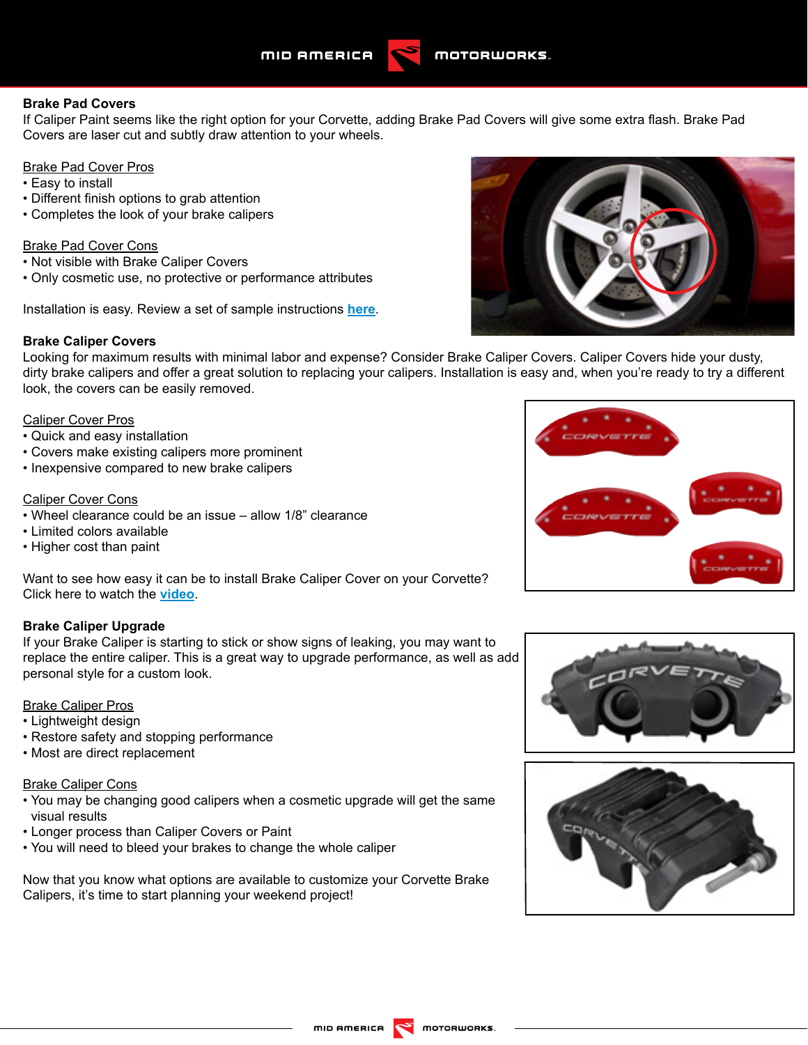**Brake Pad Covers**

If Caliper Paint seems like the right option for your Corvette, adding Brake Pad Covers will give some extra flash. Brake Pad Covers are laser cut and subtly draw attention to your wheels.

Brake Pad Cover Pros

- Easy to install
- Different finish options to grab attention
- Completes the look of your brake calipers

Brake Pad Cover Cons

- Not visible with Brake Caliper Covers
- Only cosmetic use, no protective or performance attributes

Installation is easy. Review a set of sample instructions **here**.

**Brake Caliper Covers**

Looking for maximum results with minimal labor and expense? Consider Brake Caliper Covers. Caliper Covers hide your dusty, dirty brake calipers and offer a great solution to replacing your calipers. Installation is easy and, when you're ready to try a different look, the covers can be easily removed.

Caliper Cover Pros

- Quick and easy installation
- Covers make existing calipers more prominent
- Inexpensive compared to new brake calipers

Caliper Cover Cons

- Wheel clearance could be an issue – allow 1/8" clearance
- Limited colors available
- Higher cost than paint

Want to see how easy it can be to install Brake Caliper Cover on your Corvette? Click here to watch the **video**.

**Brake Caliper Upgrade**

If your Brake Caliper is starting to stick or show signs of leaking, you may want to replace the entire caliper. This is a great way to upgrade performance, as well as add personal style for a custom look.

Brake Caliper Pros

- Lightweight design
- Restore safety and stopping performance
- Most are direct replacement

Brake Caliper Cons

- You may be changing good calipers when a cosmetic upgrade will get the same visual results
- Longer process than Caliper Covers or Paint
- You will need to bleed your brakes to change the whole caliper

Now that you know what options are available to customize your Corvette Brake Calipers, it's time to start planning your weekend project!